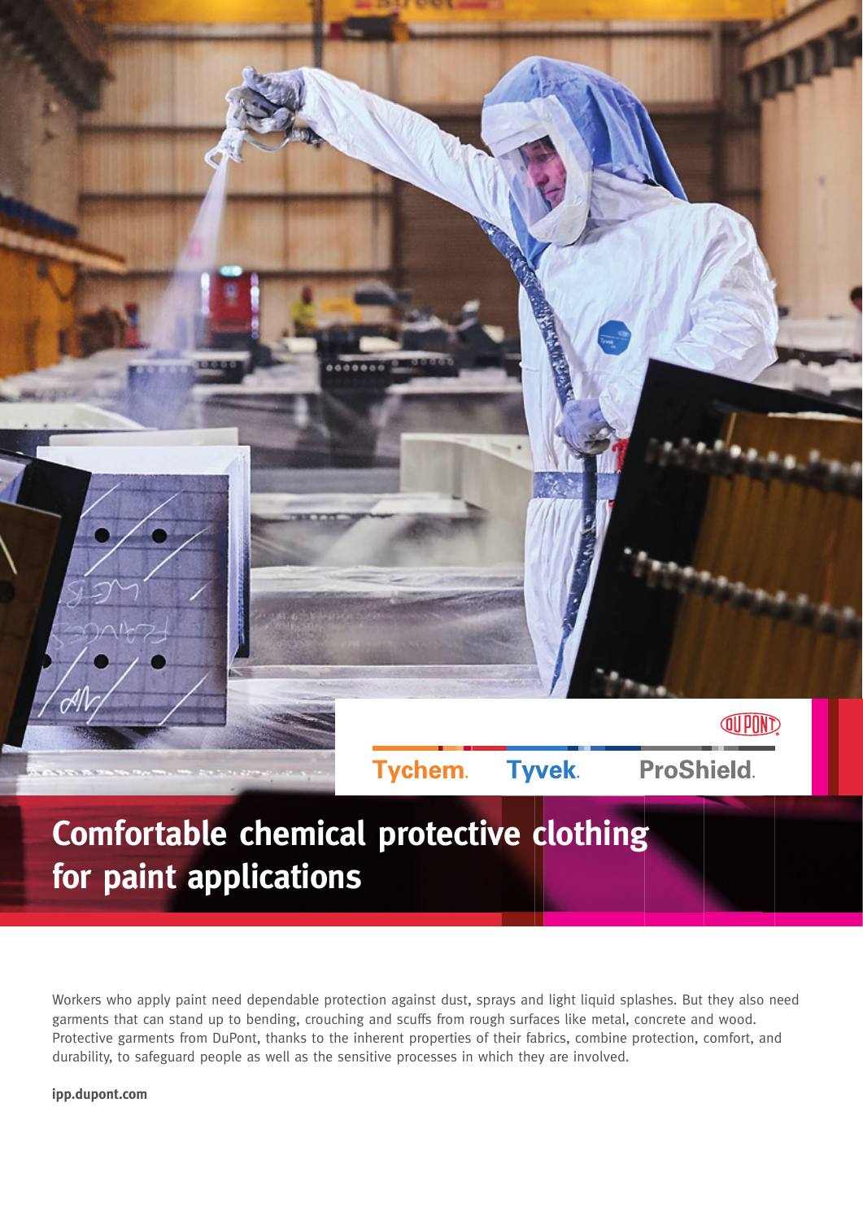Tychem. Tyvek. ProShield.

# Comfortable chemical protective clothing for paint applications

Workers who apply paint need dependable protection against dust, sprays and light liquid splashes. But they also need garments that can stand up to bending, crouching and scuffs from rough surfaces like metal, concrete and wood. Protective garments from DuPont, thanks to the inherent properties of their fabrics, combine protection, comfort, and durability, to safeguard people as well as the sensitive processes in which they are involved.

**ipp.dupont.com**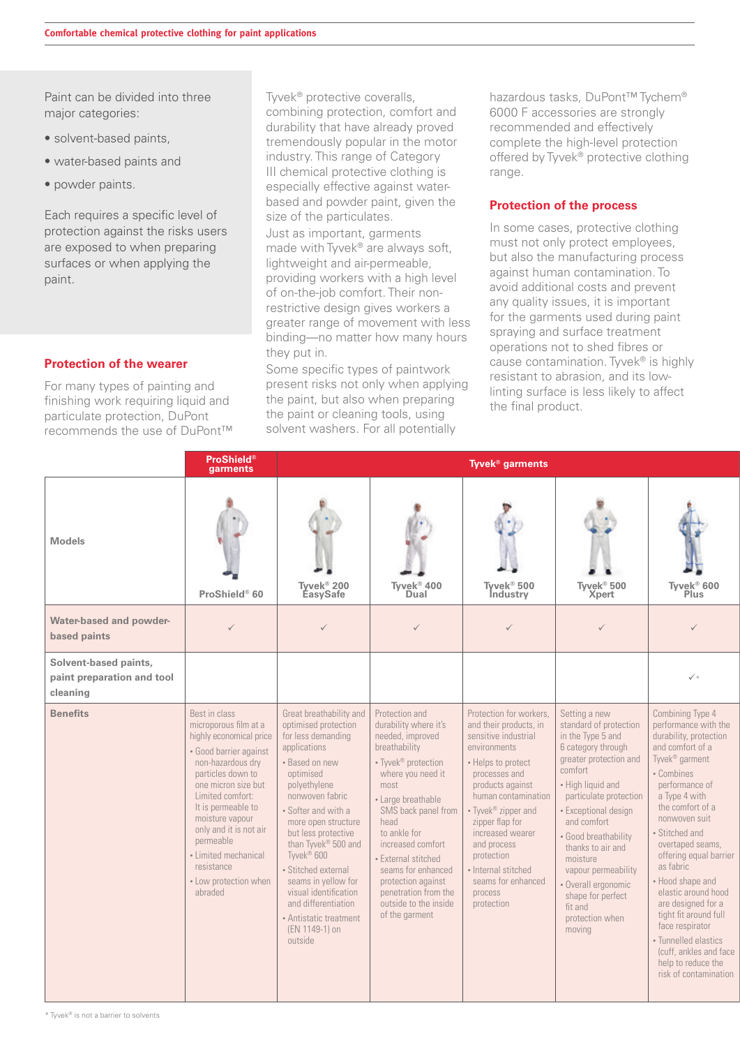Paint can be divided into three major categories:

- solvent-based paints,
- water-based paints and
- powder paints.

Each requires a specific level of protection against the risks users are exposed to when preparing surfaces or when applying the paint.

## Protection of the wearer

For many types of painting and finishing work requiring liquid and particulate protection, DuPont recommends the use of DuPont™ Tyvek® protective coveralls, combining protection, comfort and durability that have already proved tremendously popular in the motor industry. This range of Category III chemical protective clothing is especially effective against water-based and powder paint, given the size of the particulates.

Just as important, garments made with Tyvek® are always soft, lightweight and air-permeable, providing workers with a high level of on-the-job comfort. Their non-restrictive design gives workers a greater range of movement with less binding—no matter how many hours they put in.

Some specific types of paintwork present risks not only when applying the paint, but also when preparing the paint or cleaning tools, using solvent washers. For all potentially hazardous tasks, DuPont™ Tychem® 6000 F accessories are strongly recommended and effectively complete the high-level protection offered by Tyvek® protective clothing range.

## Protection of the process

In some cases, protective clothing must not only protect employees, but also the manufacturing process against human contamination. To avoid additional costs and prevent any quality issues, it is important for the garments used during paint spraying and surface treatment operations not to shed fibres or cause contamination. Tyvek® is highly resistant to abrasion, and its low-linting surface is less likely to affect the final product.

| | ProShield® garments | Tyvek® garments | | | | |
|---|---|---|---|---|---|---|
| **Models** | ProShield® 60 | Tyvek® 200 EasySafe | Tyvek® 400 Dual | Tyvek® 500 Industry | Tyvek® 500 Xpert | Tyvek® 600 Plus |
| **Water-based and powder-based paints** | ✓ | ✓ | ✓ | ✓ | ✓ | ✓ |
| **Solvent-based paints, paint preparation and tool cleaning** | | | | | | ✓* |
| **Benefits** | Best in class microporous film at a highly economical price<br>• Good barrier against non-hazardous dry particles down to one micron size but Limited comfort: It is permeable to moisture vapour only and it is not air permeable<br>• Limited mechanical resistance<br>• Low protection when abraded | Great breathability and optimised protection for less demanding applications<br>• Based on new optimised polyethylene nonwoven fabric<br>• Softer and with a more open structure but less protective than Tyvek® 500 and Tyvek® 600<br>• Stitched external seams in yellow for visual identification and differentiation<br>• Antistatic treatment (EN 1149-1) on outside | Protection and durability where it's needed, improved breathability<br>• Tyvek® protection where you need it most<br>• Large breathable SMS back panel from head to ankle for increased comfort<br>• External stitched seams for enhanced protection against penetration from the outside to the inside of the garment | Protection for workers, and their products, in sensitive industrial environments<br>• Helps to protect processes and products against human contamination<br>• Tyvek® zipper and zipper flap for increased wearer and process protection<br>• Internal stitched seams for enhanced process protection | Setting a new standard of protection in the Type 5 and 6 category through greater protection and comfort<br>• High liquid and particulate protection<br>• Exceptional design and comfort<br>• Good breathability thanks to air and moisture vapour permeability<br>• Overall ergonomic shape for perfect fit and protection when moving | Combining Type 4 performance with the durability, protection and comfort of a Tyvek® garment<br>• Combines performance of a Type 4 with the comfort of a nonwoven suit<br>• Stitched and overtaped seams, offering equal barrier as fabric<br>• Hood shape and elastic around hood are designed for a tight fit around full face respirator<br>• Tunnelled elastics (cuff, ankles and face help to reduce the risk of contamination |

* Tyvek® is not a barrier to solvents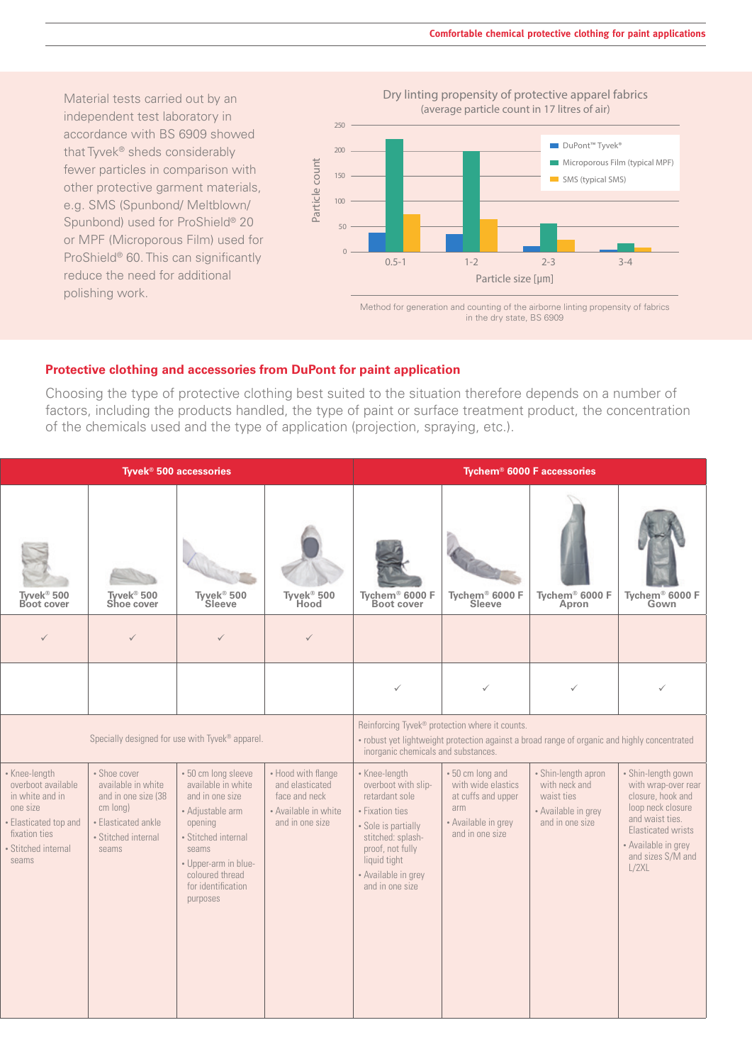Material tests carried out by an independent test laboratory in accordance with BS 6909 showed that Tyvek® sheds considerably fewer particles in comparison with other protective garment materials, e.g. SMS (Spunbond/ Meltblown/ Spunbond) used for ProShield® 20 or MPF (Microporous Film) used for ProShield® 60. This can significantly reduce the need for additional polishing work.

**Dry linting propensity of protective apparel fabrics**
(average particle count in 17 litres of air)

| Particle size [µm] | DuPont™ Tyvek® | Microporous Film (typical MPF) | SMS (typical SMS) |
|---|---|---|---|
| 0.5-1 | ~38 | ~223 | ~74 |
| 1-2 | ~35 | ~198 | ~64 |
| 2-3 | ~11 | ~56 | ~24 |
| 3-4 | ~4 | ~16 | ~8 |

Method for generation and counting of the airborne linting propensity of fabrics in the dry state, BS 6909

## Protective clothing and accessories from DuPont for paint application

Choosing the type of protective clothing best suited to the situation therefore depends on a number of factors, including the products handled, the type of paint or surface treatment product, the concentration of the chemicals used and the type of application (projection, spraying, etc.).

| Tyvek® 500 accessories | | | | Tychem® 6000 F accessories | | | |
|---|---|---|---|---|---|---|---|
| Tyvek® 500 Boot cover | Tyvek® 500 Shoe cover | Tyvek® 500 Sleeve | Tyvek® 500 Hood | Tychem® 6000 F Boot cover | Tychem® 6000 F Sleeve | Tychem® 6000 F Apron | Tychem® 6000 F Gown |
| ✓ | ✓ | ✓ | ✓ | | | | |
| | | | | ✓ | ✓ | ✓ | ✓ |
| Specially designed for use with Tyvek® apparel. | | | | Reinforcing Tyvek® protection where it counts.<br>• robust yet lightweight protection against a broad range of organic and highly concentrated inorganic chemicals and substances. | | | |
| • Knee-length overboot available in white and in one size<br>• Elasticated top and fixation ties<br>• Stitched internal seams | • Shoe cover available in white and in one size (38 cm long)<br>• Elasticated ankle<br>• Stitched internal seams | • 50 cm long sleeve available in white and in one size<br>• Adjustable arm opening<br>• Stitched internal seams<br>• Upper-arm in blue-coloured thread for identification purposes | • Hood with flange and elasticated face and neck<br>• Available in white and in one size | • Knee-length overboot with slip-retardant sole<br>• Fixation ties<br>• Sole is partially stitched: splash-proof, not fully liquid tight<br>• Available in grey and in one size | • 50 cm long and with wide elastics at cuffs and upper arm<br>• Available in grey and in one size | • Shin-length apron with neck and waist ties<br>• Available in grey and in one size | • Shin-length gown with wrap-over rear closure, hook and loop neck closure and waist ties. Elasticated wrists<br>• Available in grey and sizes S/M and L/2XL |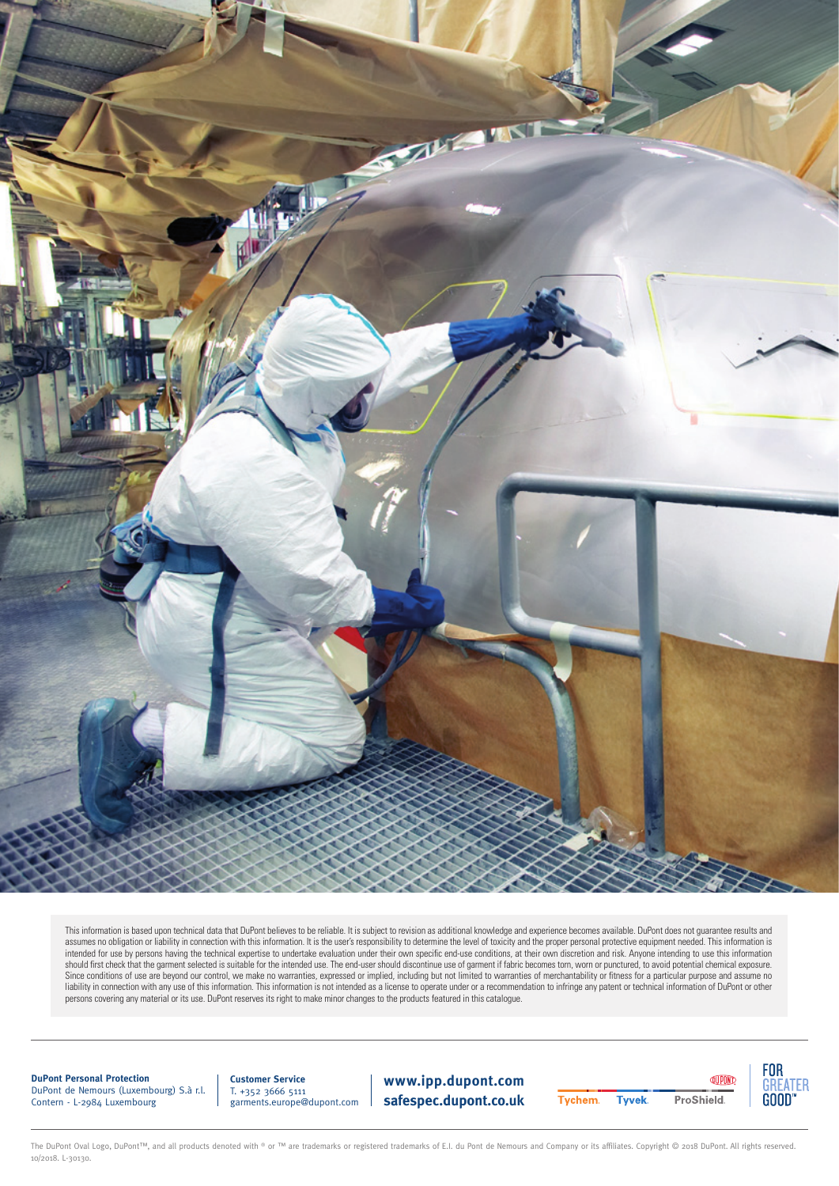This information is based upon technical data that DuPont believes to be reliable. It is subject to revision as additional knowledge and experience becomes available. DuPont does not guarantee results and assumes no obligation or liability in connection with this information. It is the user's responsibility to determine the level of toxicity and the proper personal protective equipment needed. This information is intended for use by persons having the technical expertise to undertake evaluation under their own specific end-use conditions, at their own discretion and risk. Anyone intending to use this information should first check that the garment selected is suitable for the intended use. The end-user should discontinue use of garment if fabric becomes torn, worn or punctured, to avoid potential chemical exposure. Since conditions of use are beyond our control, we make no warranties, expressed or implied, including but not limited to warranties of merchantability or fitness for a particular purpose and assume no liability in connection with any use of this information. This information is not intended as a license to operate under or a recommendation to infringe any patent or technical information of DuPont or other persons covering any material or its use. DuPont reserves its right to make minor changes to the products featured in this catalogue.

**DuPont Personal Protection**
DuPont de Nemours (Luxembourg) S.à r.l.
Contern - L-2984 Luxembourg

**Customer Service**
T. +352 3666 5111
garments.europe@dupont.com

**www.ipp.dupont.com**
**safespec.dupont.co.uk**

Tychem. Tyvek. ProShield.

FOR GREATER GOOD™

The DuPont Oval Logo, DuPont™, and all products denoted with ® or ™ are trademarks or registered trademarks of E.I. du Pont de Nemours and Company or its affiliates. Copyright © 2018 DuPont. All rights reserved. 10/2018. L-30130.